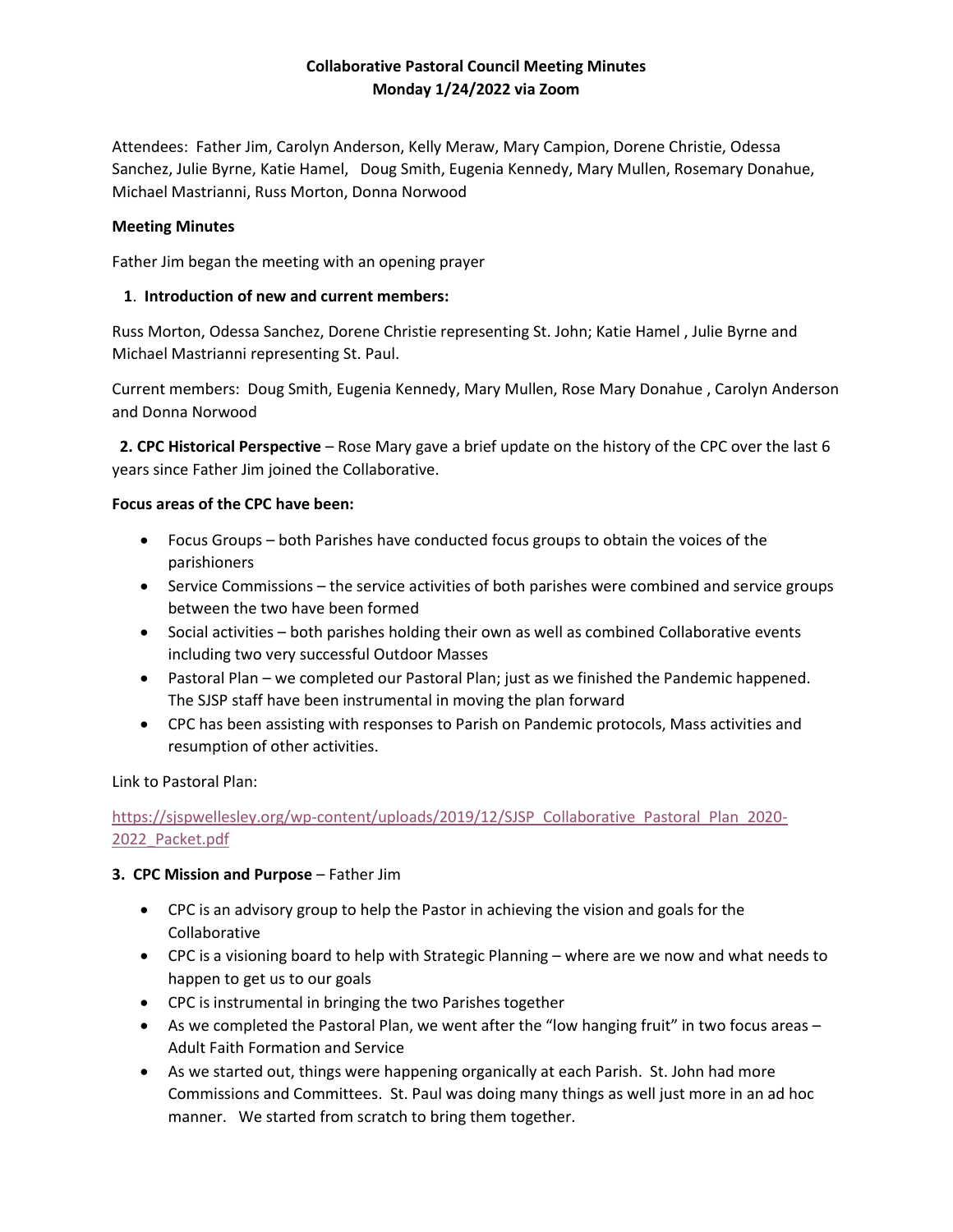**Collaborative Pastoral Council Meeting Minutes**
**Monday 1/24/2022 via Zoom**

Attendees: Father Jim, Carolyn Anderson, Kelly Meraw, Mary Campion, Dorene Christie, Odessa Sanchez, Julie Byrne, Katie Hamel, Doug Smith, Eugenia Kennedy, Mary Mullen, Rosemary Donahue, Michael Mastrianni, Russ Morton, Donna Norwood

**Meeting Minutes**

Father Jim began the meeting with an opening prayer

**1. Introduction of new and current members:**

Russ Morton, Odessa Sanchez, Dorene Christie representing St. John; Katie Hamel , Julie Byrne and Michael Mastrianni representing St. Paul.

Current members: Doug Smith, Eugenia Kennedy, Mary Mullen, Rose Mary Donahue , Carolyn Anderson and Donna Norwood

**2. CPC Historical Perspective** – Rose Mary gave a brief update on the history of the CPC over the last 6 years since Father Jim joined the Collaborative.

**Focus areas of the CPC have been:**

- Focus Groups – both Parishes have conducted focus groups to obtain the voices of the parishioners
- Service Commissions – the service activities of both parishes were combined and service groups between the two have been formed
- Social activities – both parishes holding their own as well as combined Collaborative events including two very successful Outdoor Masses
- Pastoral Plan – we completed our Pastoral Plan; just as we finished the Pandemic happened. The SJSP staff have been instrumental in moving the plan forward
- CPC has been assisting with responses to Parish on Pandemic protocols, Mass activities and resumption of other activities.

Link to Pastoral Plan:

https://sjspwellesley.org/wp-content/uploads/2019/12/SJSP_Collaborative_Pastoral_Plan_2020-2022_Packet.pdf

**3. CPC Mission and Purpose** – Father Jim

- CPC is an advisory group to help the Pastor in achieving the vision and goals for the Collaborative
- CPC is a visioning board to help with Strategic Planning – where are we now and what needs to happen to get us to our goals
- CPC is instrumental in bringing the two Parishes together
- As we completed the Pastoral Plan, we went after the "low hanging fruit" in two focus areas – Adult Faith Formation and Service
- As we started out, things were happening organically at each Parish. St. John had more Commissions and Committees. St. Paul was doing many things as well just more in an ad hoc manner. We started from scratch to bring them together.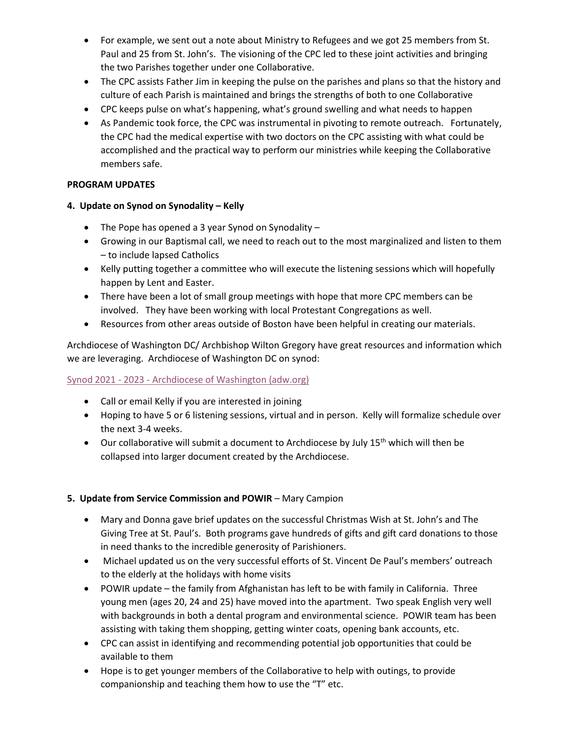- For example, we sent out a note about Ministry to Refugees and we got 25 members from St. Paul and 25 from St. John's. The visioning of the CPC led to these joint activities and bringing the two Parishes together under one Collaborative.
- The CPC assists Father Jim in keeping the pulse on the parishes and plans so that the history and culture of each Parish is maintained and brings the strengths of both to one Collaborative
- CPC keeps pulse on what's happening, what's ground swelling and what needs to happen
- As Pandemic took force, the CPC was instrumental in pivoting to remote outreach. Fortunately, the CPC had the medical expertise with two doctors on the CPC assisting with what could be accomplished and the practical way to perform our ministries while keeping the Collaborative members safe.

**PROGRAM UPDATES**

**4. Update on Synod on Synodality – Kelly**

- The Pope has opened a 3 year Synod on Synodality –
- Growing in our Baptismal call, we need to reach out to the most marginalized and listen to them – to include lapsed Catholics
- Kelly putting together a committee who will execute the listening sessions which will hopefully happen by Lent and Easter.
- There have been a lot of small group meetings with hope that more CPC members can be involved. They have been working with local Protestant Congregations as well.
- Resources from other areas outside of Boston have been helpful in creating our materials.

Archdiocese of Washington DC/ Archbishop Wilton Gregory have great resources and information which we are leveraging. Archdiocese of Washington DC on synod:

Synod 2021 - 2023 - Archdiocese of Washington (adw.org)

- Call or email Kelly if you are interested in joining
- Hoping to have 5 or 6 listening sessions, virtual and in person. Kelly will formalize schedule over the next 3-4 weeks.
- Our collaborative will submit a document to Archdiocese by July 15th which will then be collapsed into larger document created by the Archdiocese.

**5. Update from Service Commission and POWIR** – Mary Campion

- Mary and Donna gave brief updates on the successful Christmas Wish at St. John's and The Giving Tree at St. Paul's. Both programs gave hundreds of gifts and gift card donations to those in need thanks to the incredible generosity of Parishioners.
- Michael updated us on the very successful efforts of St. Vincent De Paul's members' outreach to the elderly at the holidays with home visits
- POWIR update – the family from Afghanistan has left to be with family in California. Three young men (ages 20, 24 and 25) have moved into the apartment. Two speak English very well with backgrounds in both a dental program and environmental science. POWIR team has been assisting with taking them shopping, getting winter coats, opening bank accounts, etc.
- CPC can assist in identifying and recommending potential job opportunities that could be available to them
- Hope is to get younger members of the Collaborative to help with outings, to provide companionship and teaching them how to use the "T" etc.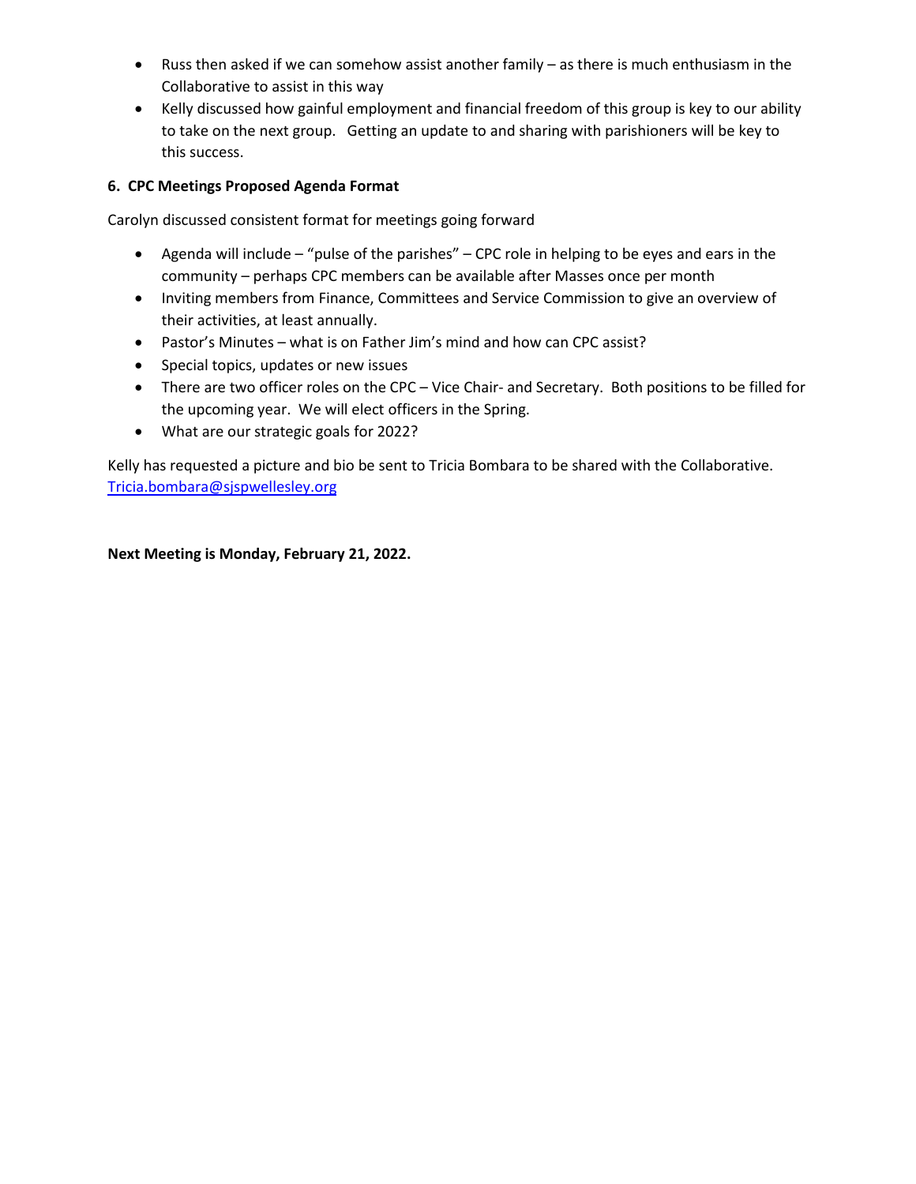- Russ then asked if we can somehow assist another family – as there is much enthusiasm in the Collaborative to assist in this way
- Kelly discussed how gainful employment and financial freedom of this group is key to our ability to take on the next group. Getting an update to and sharing with parishioners will be key to this success.

**6. CPC Meetings Proposed Agenda Format**

Carolyn discussed consistent format for meetings going forward

- Agenda will include – "pulse of the parishes" – CPC role in helping to be eyes and ears in the community – perhaps CPC members can be available after Masses once per month
- Inviting members from Finance, Committees and Service Commission to give an overview of their activities, at least annually.
- Pastor's Minutes – what is on Father Jim's mind and how can CPC assist?
- Special topics, updates or new issues
- There are two officer roles on the CPC – Vice Chair- and Secretary. Both positions to be filled for the upcoming year. We will elect officers in the Spring.
- What are our strategic goals for 2022?

Kelly has requested a picture and bio be sent to Tricia Bombara to be shared with the Collaborative. Tricia.bombara@sjspwellesley.org

**Next Meeting is Monday, February 21, 2022.**